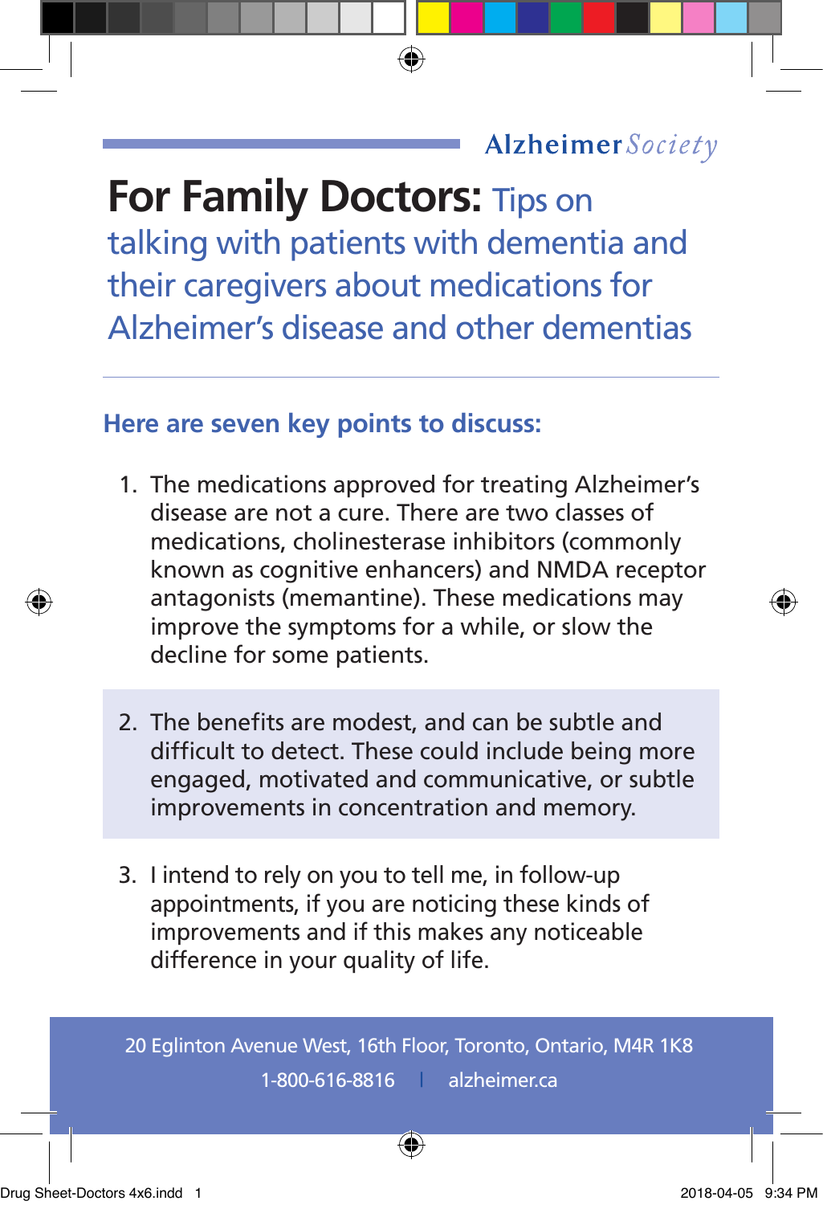Alzheimer *Society*

# For Family Doctors: Tips on talking with patients with dementia and their caregivers about medications for Alzheimer's disease and other dementias

## Here are seven key points to discuss:

1. The medications approved for treating Alzheimer's disease are not a cure. There are two classes of medications, cholinesterase inhibitors (commonly known as cognitive enhancers) and NMDA receptor antagonists (memantine). These medications may improve the symptoms for a while, or slow the decline for some patients.

2. The benefits are modest, and can be subtle and difficult to detect. These could include being more engaged, motivated and communicative, or subtle improvements in concentration and memory.

3. I intend to rely on you to tell me, in follow-up appointments, if you are noticing these kinds of improvements and if this makes any noticeable difference in your quality of life.

20 Eglinton Avenue West, 16th Floor, Toronto, Ontario, M4R 1K8

1-800-616-8816 | alzheimer.ca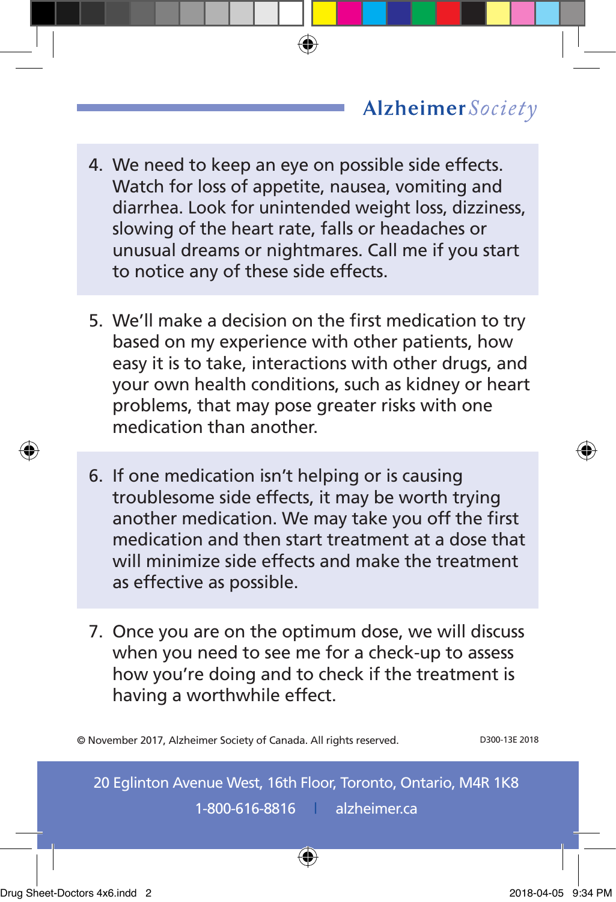4. We need to keep an eye on possible side effects. Watch for loss of appetite, nausea, vomiting and diarrhea. Look for unintended weight loss, dizziness, slowing of the heart rate, falls or headaches or unusual dreams or nightmares. Call me if you start to notice any of these side effects.

5. We'll make a decision on the first medication to try based on my experience with other patients, how easy it is to take, interactions with other drugs, and your own health conditions, such as kidney or heart problems, that may pose greater risks with one medication than another.

6. If one medication isn't helping or is causing troublesome side effects, it may be worth trying another medication. We may take you off the first medication and then start treatment at a dose that will minimize side effects and make the treatment as effective as possible.

7. Once you are on the optimum dose, we will discuss when you need to see me for a check-up to assess how you're doing and to check if the treatment is having a worthwhile effect.

© November 2017, Alzheimer Society of Canada. All rights reserved. D300-13E 2018

20 Eglinton Avenue West, 16th Floor, Toronto, Ontario, M4R 1K8

1-800-616-8816 | alzheimer.ca